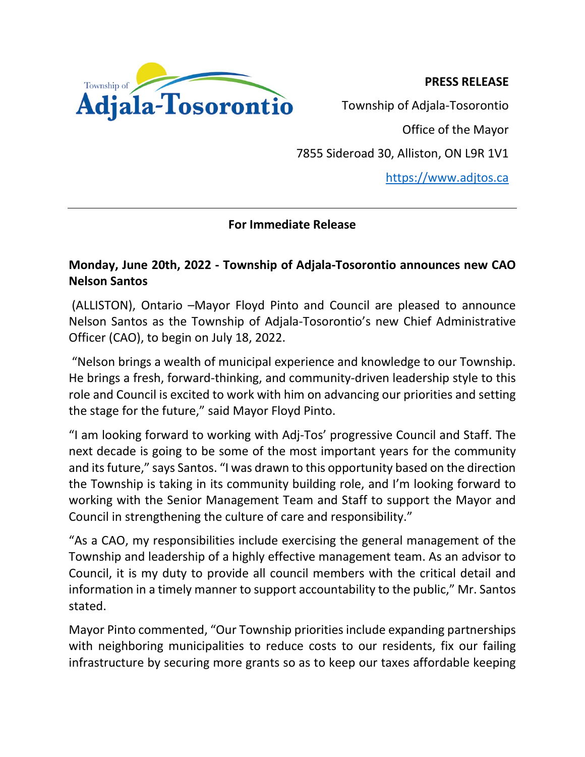Township of Adjala-Tosorontio

**PRESS RELEASE**

Township of Adjala-Tosorontio

Office of the Mayor

7855 Sideroad 30, Alliston, ON L9R 1V1

https://www.adjtos.ca

---

**For Immediate Release**

**Monday, June 20th, 2022 - Township of Adjala-Tosorontio announces new CAO Nelson Santos**

(ALLISTON), Ontario –Mayor Floyd Pinto and Council are pleased to announce Nelson Santos as the Township of Adjala-Tosorontio's new Chief Administrative Officer (CAO), to begin on July 18, 2022.

"Nelson brings a wealth of municipal experience and knowledge to our Township. He brings a fresh, forward-thinking, and community-driven leadership style to this role and Council is excited to work with him on advancing our priorities and setting the stage for the future," said Mayor Floyd Pinto.

"I am looking forward to working with Adj-Tos' progressive Council and Staff. The next decade is going to be some of the most important years for the community and its future," says Santos. "I was drawn to this opportunity based on the direction the Township is taking in its community building role, and I'm looking forward to working with the Senior Management Team and Staff to support the Mayor and Council in strengthening the culture of care and responsibility."

"As a CAO, my responsibilities include exercising the general management of the Township and leadership of a highly effective management team. As an advisor to Council, it is my duty to provide all council members with the critical detail and information in a timely manner to support accountability to the public," Mr. Santos stated.

Mayor Pinto commented, "Our Township priorities include expanding partnerships with neighboring municipalities to reduce costs to our residents, fix our failing infrastructure by securing more grants so as to keep our taxes affordable keeping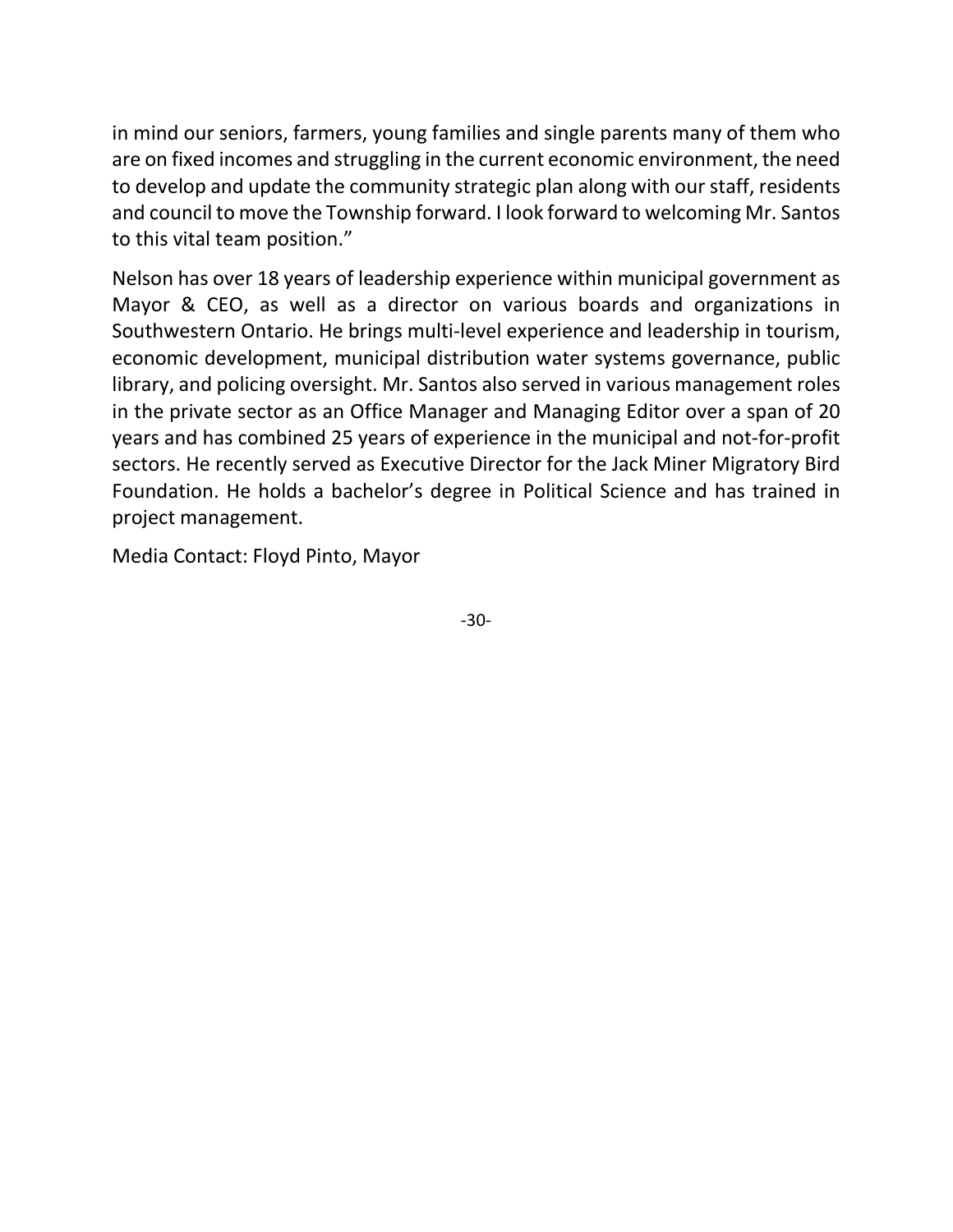in mind our seniors, farmers, young families and single parents many of them who are on fixed incomes and struggling in the current economic environment, the need to develop and update the community strategic plan along with our staff, residents and council to move the Township forward. I look forward to welcoming Mr. Santos to this vital team position."

Nelson has over 18 years of leadership experience within municipal government as Mayor & CEO, as well as a director on various boards and organizations in Southwestern Ontario. He brings multi-level experience and leadership in tourism, economic development, municipal distribution water systems governance, public library, and policing oversight. Mr. Santos also served in various management roles in the private sector as an Office Manager and Managing Editor over a span of 20 years and has combined 25 years of experience in the municipal and not-for-profit sectors. He recently served as Executive Director for the Jack Miner Migratory Bird Foundation. He holds a bachelor's degree in Political Science and has trained in project management.

Media Contact: Floyd Pinto, Mayor

-30-